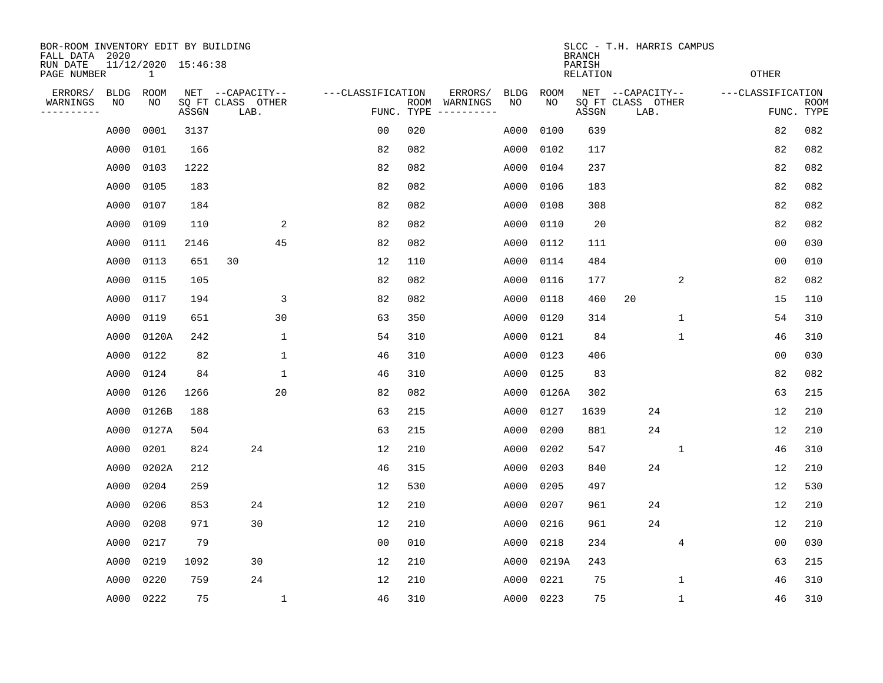BOR-ROOM INVENTORY EDIT BY BUILDING
FALL DATA 2020
RUN DATE 11/12/2020 15:46:38
PAGE NUMBER 1

SLCC - T.H. HARRIS CAMPUS
BRANCH
PARISH
RELATION
OTHER

| ERRORS/ WARNINGS | BLDG NO | ROOM NO | NET SQ FT ASSGN | CAPACITY CLASS LAB. | CAPACITY OTHER | CLASSIFICATION FUNC. | ROOM TYPE | ERRORS/ WARNINGS | BLDG NO | ROOM NO | NET SQ FT ASSGN | CAPACITY CLASS LAB. | CAPACITY OTHER | CLASSIFICATION FUNC. | ROOM TYPE |
|---|---|---|---|---|---|---|---|---|---|---|---|---|---|---|---|
| | A000 | 0001 | 3137 | | | 00 | 020 | | A000 | 0100 | 639 | | | 82 | 082 |
| | A000 | 0101 | 166 | | | 82 | 082 | | A000 | 0102 | 117 | | | 82 | 082 |
| | A000 | 0103 | 1222 | | | 82 | 082 | | A000 | 0104 | 237 | | | 82 | 082 |
| | A000 | 0105 | 183 | | | 82 | 082 | | A000 | 0106 | 183 | | | 82 | 082 |
| | A000 | 0107 | 184 | | | 82 | 082 | | A000 | 0108 | 308 | | | 82 | 082 |
| | A000 | 0109 | 110 | | 2 | 82 | 082 | | A000 | 0110 | 20 | | | 82 | 082 |
| | A000 | 0111 | 2146 | | 45 | 82 | 082 | | A000 | 0112 | 111 | | | 00 | 030 |
| | A000 | 0113 | 651 | 30 | | 12 | 110 | | A000 | 0114 | 484 | | | 00 | 010 |
| | A000 | 0115 | 105 | | | 82 | 082 | | A000 | 0116 | 177 | | 2 | 82 | 082 |
| | A000 | 0117 | 194 | | 3 | 82 | 082 | | A000 | 0118 | 460 | 20 | | 15 | 110 |
| | A000 | 0119 | 651 | | 30 | 63 | 350 | | A000 | 0120 | 314 | | 1 | 54 | 310 |
| | A000 | 0120A | 242 | | 1 | 54 | 310 | | A000 | 0121 | 84 | | 1 | 46 | 310 |
| | A000 | 0122 | 82 | | 1 | 46 | 310 | | A000 | 0123 | 406 | | | 00 | 030 |
| | A000 | 0124 | 84 | | 1 | 46 | 310 | | A000 | 0125 | 83 | | | 82 | 082 |
| | A000 | 0126 | 1266 | | 20 | 82 | 082 | | A000 | 0126A | 302 | | | 63 | 215 |
| | A000 | 0126B | 188 | | | 63 | 215 | | A000 | 0127 | 1639 | 24 | | 12 | 210 |
| | A000 | 0127A | 504 | | | 63 | 215 | | A000 | 0200 | 881 | 24 | | 12 | 210 |
| | A000 | 0201 | 824 | 24 | | 12 | 210 | | A000 | 0202 | 547 | | 1 | 46 | 310 |
| | A000 | 0202A | 212 | | | 46 | 315 | | A000 | 0203 | 840 | 24 | | 12 | 210 |
| | A000 | 0204 | 259 | | | 12 | 530 | | A000 | 0205 | 497 | | | 12 | 530 |
| | A000 | 0206 | 853 | 24 | | 12 | 210 | | A000 | 0207 | 961 | 24 | | 12 | 210 |
| | A000 | 0208 | 971 | 30 | | 12 | 210 | | A000 | 0216 | 961 | 24 | | 12 | 210 |
| | A000 | 0217 | 79 | | | 00 | 010 | | A000 | 0218 | 234 | | 4 | 00 | 030 |
| | A000 | 0219 | 1092 | 30 | | 12 | 210 | | A000 | 0219A | 243 | | | 63 | 215 |
| | A000 | 0220 | 759 | 24 | | 12 | 210 | | A000 | 0221 | 75 | | 1 | 46 | 310 |
| | A000 | 0222 | 75 | | 1 | 46 | 310 | | A000 | 0223 | 75 | | 1 | 46 | 310 |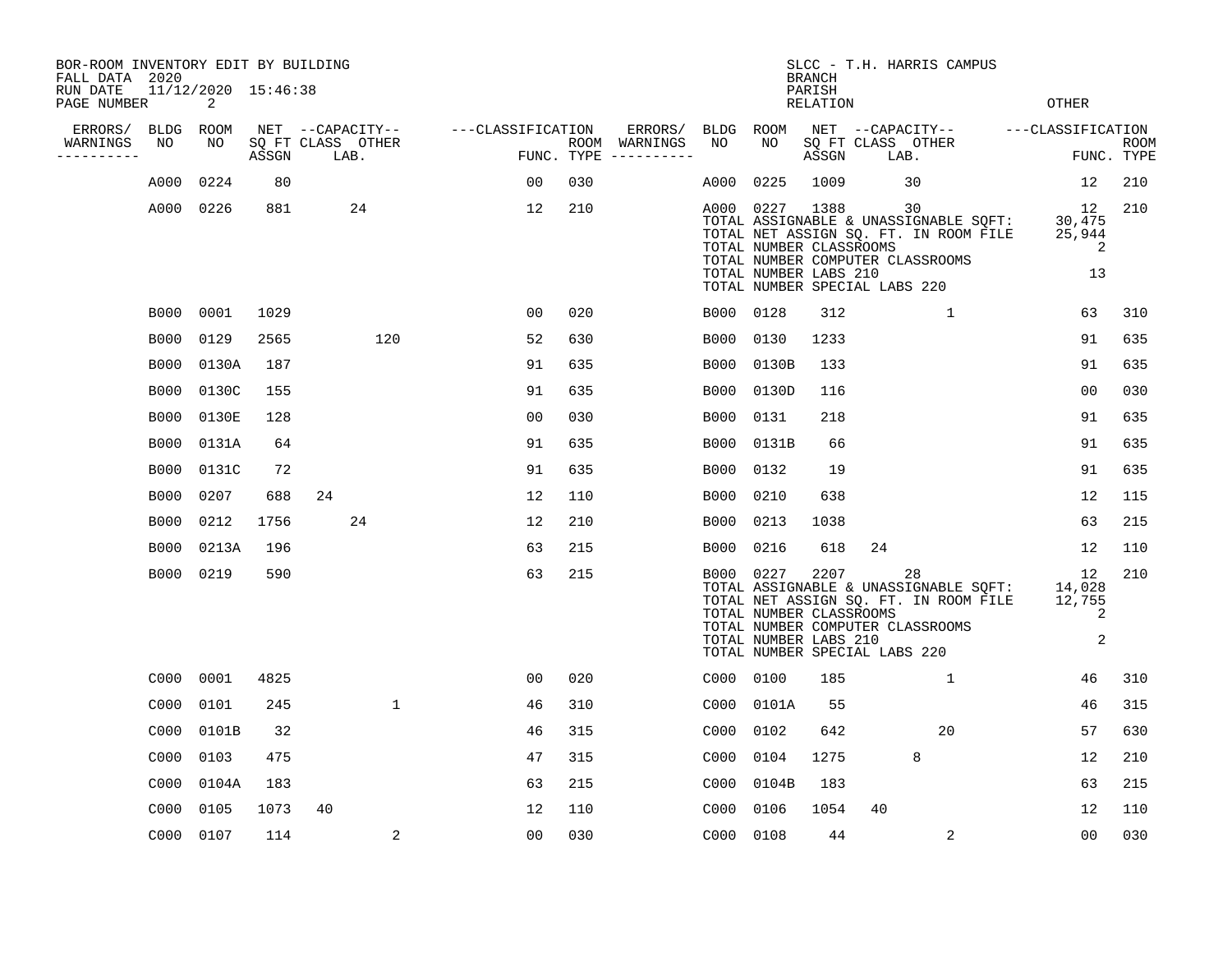BOR-ROOM INVENTORY EDIT BY BUILDING
FALL DATA 2020
RUN DATE 11/12/2020 15:46:38

SLCC - T.H. HARRIS CAMPUS
BRANCH
PARISH
RELATION
OTHER

| ERRORS/ WARNINGS | BLDG NO | ROOM NO | NET SQ FT ASSGN | CAPACITY CLASS | CAPACITY LAB. | CAPACITY OTHER | CLASSIFICATION FUNC. | ROOM TYPE | ERRORS/ WARNINGS | BLDG NO | ROOM NO | NET SQ FT ASSGN | CAPACITY CLASS | CAPACITY LAB. | CAPACITY OTHER | CLASSIFICATION FUNC. | ROOM TYPE |
|---|---|---|---|---|---|---|---|---|---|---|---|---|---|---|---|---|---|
| | A000 | 0224 | 80 | | | | 00 | 030 | | A000 | 0225 | 1009 | | 30 | | 12 | 210 |
| | A000 | 0226 | 881 | | 24 | | 12 | 210 | | A000 | 0227 | 1388 | | 30 | | 12 | 210 |

TOTAL ASSIGNABLE & UNASSIGNABLE SQFT: 30,475
TOTAL NET ASSIGN SQ. FT. IN ROOM FILE 25,944
TOTAL NUMBER CLASSROOMS 2
TOTAL NUMBER COMPUTER CLASSROOMS
TOTAL NUMBER LABS 210 13
TOTAL NUMBER SPECIAL LABS 220

| ERRORS/ WARNINGS | BLDG NO | ROOM NO | NET SQ FT ASSGN | CAPACITY CLASS | CAPACITY LAB. | CAPACITY OTHER | CLASSIFICATION FUNC. | ROOM TYPE | ERRORS/ WARNINGS | BLDG NO | ROOM NO | NET SQ FT ASSGN | CAPACITY CLASS | CAPACITY LAB. | CAPACITY OTHER | CLASSIFICATION FUNC. | ROOM TYPE |
|---|---|---|---|---|---|---|---|---|---|---|---|---|---|---|---|---|---|
| | B000 | 0001 | 1029 | | | | 00 | 020 | | B000 | 0128 | 312 | | | 1 | 63 | 310 |
| | B000 | 0129 | 2565 | | | 120 | 52 | 630 | | B000 | 0130 | 1233 | | | | 91 | 635 |
| | B000 | 0130A | 187 | | | | 91 | 635 | | B000 | 0130B | 133 | | | | 91 | 635 |
| | B000 | 0130C | 155 | | | | 91 | 635 | | B000 | 0130D | 116 | | | | 00 | 030 |
| | B000 | 0130E | 128 | | | | 00 | 030 | | B000 | 0131 | 218 | | | | 91 | 635 |
| | B000 | 0131A | 64 | | | | 91 | 635 | | B000 | 0131B | 66 | | | | 91 | 635 |
| | B000 | 0131C | 72 | | | | 91 | 635 | | B000 | 0132 | 19 | | | | 91 | 635 |
| | B000 | 0207 | 688 | 24 | | | 12 | 110 | | B000 | 0210 | 638 | | | | 12 | 115 |
| | B000 | 0212 | 1756 | | 24 | | 12 | 210 | | B000 | 0213 | 1038 | | | | 63 | 215 |
| | B000 | 0213A | 196 | | | | 63 | 215 | | B000 | 0216 | 618 | 24 | | | 12 | 110 |
| | B000 | 0219 | 590 | | | | 63 | 215 | | B000 | 0227 | 2207 | | 28 | | 12 | 210 |

TOTAL ASSIGNABLE & UNASSIGNABLE SQFT: 14,028
TOTAL NET ASSIGN SQ. FT. IN ROOM FILE 12,755
TOTAL NUMBER CLASSROOMS 2
TOTAL NUMBER COMPUTER CLASSROOMS
TOTAL NUMBER LABS 210 2
TOTAL NUMBER SPECIAL LABS 220

| ERRORS/ WARNINGS | BLDG NO | ROOM NO | NET SQ FT ASSGN | CAPACITY CLASS | CAPACITY LAB. | CAPACITY OTHER | CLASSIFICATION FUNC. | ROOM TYPE | ERRORS/ WARNINGS | BLDG NO | ROOM NO | NET SQ FT ASSGN | CAPACITY CLASS | CAPACITY LAB. | CAPACITY OTHER | CLASSIFICATION FUNC. | ROOM TYPE |
|---|---|---|---|---|---|---|---|---|---|---|---|---|---|---|---|---|---|
| | C000 | 0001 | 4825 | | | | 00 | 020 | | C000 | 0100 | 185 | | | 1 | 46 | 310 |
| | C000 | 0101 | 245 | | | 1 | 46 | 310 | | C000 | 0101A | 55 | | | | 46 | 315 |
| | C000 | 0101B | 32 | | | | 46 | 315 | | C000 | 0102 | 642 | | | 20 | 57 | 630 |
| | C000 | 0103 | 475 | | | | 47 | 315 | | C000 | 0104 | 1275 | | 8 | | 12 | 210 |
| | C000 | 0104A | 183 | | | | 63 | 215 | | C000 | 0104B | 183 | | | | 63 | 215 |
| | C000 | 0105 | 1073 | 40 | | | 12 | 110 | | C000 | 0106 | 1054 | 40 | | | 12 | 110 |
| | C000 | 0107 | 114 | | | 2 | 00 | 030 | | C000 | 0108 | 44 | | | 2 | 00 | 030 |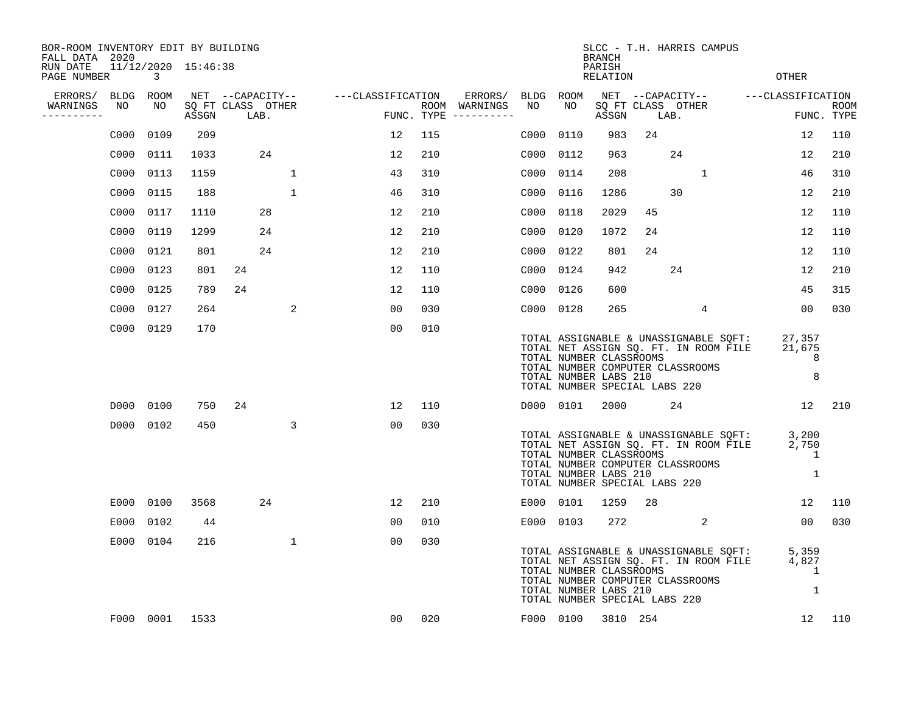BOR-ROOM INVENTORY EDIT BY BUILDING
FALL DATA 2020
RUN DATE 11/12/2020 15:46:38
PAGE NUMBER 3

SLCC - T.H. HARRIS CAMPUS
BRANCH
PARISH
RELATION
OTHER

| ERRORS/ WARNINGS | BLDG NO | ROOM NO | NET SQ FT ASSGN | CAPACITY CLASS | CAPACITY LAB. | CAPACITY OTHER | CLASSIFICATION FUNC. | ROOM TYPE | ERRORS/ WARNINGS | BLDG NO | ROOM NO | NET SQ FT ASSGN | CAPACITY CLASS | CAPACITY LAB. | CAPACITY OTHER | CLASSIFICATION FUNC. | ROOM TYPE |
|---|---|---|---|---|---|---|---|---|---|---|---|---|---|---|---|---|---|
| | C000 | 0109 | 209 | | | | 12 | 115 | | C000 | 0110 | 983 | 24 | | | 12 | 110 |
| | C000 | 0111 | 1033 | | 24 | | 12 | 210 | | C000 | 0112 | 963 | | 24 | | 12 | 210 |
| | C000 | 0113 | 1159 | | | 1 | 43 | 310 | | C000 | 0114 | 208 | | | 1 | 46 | 310 |
| | C000 | 0115 | 188 | | | 1 | 46 | 310 | | C000 | 0116 | 1286 | | 30 | | 12 | 210 |
| | C000 | 0117 | 1110 | | 28 | | 12 | 210 | | C000 | 0118 | 2029 | 45 | | | 12 | 110 |
| | C000 | 0119 | 1299 | | 24 | | 12 | 210 | | C000 | 0120 | 1072 | 24 | | | 12 | 110 |
| | C000 | 0121 | 801 | | 24 | | 12 | 210 | | C000 | 0122 | 801 | 24 | | | 12 | 110 |
| | C000 | 0123 | 801 | 24 | | | 12 | 110 | | C000 | 0124 | 942 | | 24 | | 12 | 210 |
| | C000 | 0125 | 789 | 24 | | | 12 | 110 | | C000 | 0126 | 600 | | | | 45 | 315 |
| | C000 | 0127 | 264 | | | 2 | 00 | 030 | | C000 | 0128 | 265 | | | 4 | 00 | 030 |
| | C000 | 0129 | 170 | | | | 00 | 010 | | | | | | | | | |

TOTAL ASSIGNABLE & UNASSIGNABLE SQFT: 27,357
TOTAL NET ASSIGN SQ. FT. IN ROOM FILE 21,675
TOTAL NUMBER CLASSROOMS 8
TOTAL NUMBER COMPUTER CLASSROOMS
TOTAL NUMBER LABS 210 8
TOTAL NUMBER SPECIAL LABS 220

| ERRORS/ WARNINGS | BLDG NO | ROOM NO | NET SQ FT ASSGN | CAPACITY CLASS | CAPACITY LAB. | CAPACITY OTHER | CLASSIFICATION FUNC. | ROOM TYPE | ERRORS/ WARNINGS | BLDG NO | ROOM NO | NET SQ FT ASSGN | CAPACITY CLASS | CAPACITY LAB. | CAPACITY OTHER | CLASSIFICATION FUNC. | ROOM TYPE |
|---|---|---|---|---|---|---|---|---|---|---|---|---|---|---|---|---|---|
| | D000 | 0100 | 750 | 24 | | | 12 | 110 | | D000 | 0101 | 2000 | | 24 | | 12 | 210 |
| | D000 | 0102 | 450 | | | 3 | 00 | 030 | | | | | | | | | |

TOTAL ASSIGNABLE & UNASSIGNABLE SQFT: 3,200
TOTAL NET ASSIGN SQ. FT. IN ROOM FILE 2,750
TOTAL NUMBER CLASSROOMS 1
TOTAL NUMBER COMPUTER CLASSROOMS
TOTAL NUMBER LABS 210 1
TOTAL NUMBER SPECIAL LABS 220

| ERRORS/ WARNINGS | BLDG NO | ROOM NO | NET SQ FT ASSGN | CAPACITY CLASS | CAPACITY LAB. | CAPACITY OTHER | CLASSIFICATION FUNC. | ROOM TYPE | ERRORS/ WARNINGS | BLDG NO | ROOM NO | NET SQ FT ASSGN | CAPACITY CLASS | CAPACITY LAB. | CAPACITY OTHER | CLASSIFICATION FUNC. | ROOM TYPE |
|---|---|---|---|---|---|---|---|---|---|---|---|---|---|---|---|---|---|
| | E000 | 0100 | 3568 | | 24 | | 12 | 210 | | E000 | 0101 | 1259 | 28 | | | 12 | 110 |
| | E000 | 0102 | 44 | | | | 00 | 010 | | E000 | 0103 | 272 | | | 2 | 00 | 030 |
| | E000 | 0104 | 216 | | | 1 | 00 | 030 | | | | | | | | | |

TOTAL ASSIGNABLE & UNASSIGNABLE SQFT: 5,359
TOTAL NET ASSIGN SQ. FT. IN ROOM FILE 4,827
TOTAL NUMBER CLASSROOMS 1
TOTAL NUMBER COMPUTER CLASSROOMS
TOTAL NUMBER LABS 210 1
TOTAL NUMBER SPECIAL LABS 220

| ERRORS/ WARNINGS | BLDG NO | ROOM NO | NET SQ FT ASSGN | CAPACITY CLASS | CAPACITY LAB. | CAPACITY OTHER | CLASSIFICATION FUNC. | ROOM TYPE | ERRORS/ WARNINGS | BLDG NO | ROOM NO | NET SQ FT ASSGN | CAPACITY CLASS | CAPACITY LAB. | CAPACITY OTHER | CLASSIFICATION FUNC. | ROOM TYPE |
|---|---|---|---|---|---|---|---|---|---|---|---|---|---|---|---|---|---|
| | F000 | 0001 | 1533 | | | | 00 | 020 | | F000 | 0100 | 3810 | 254 | | | 12 | 110 |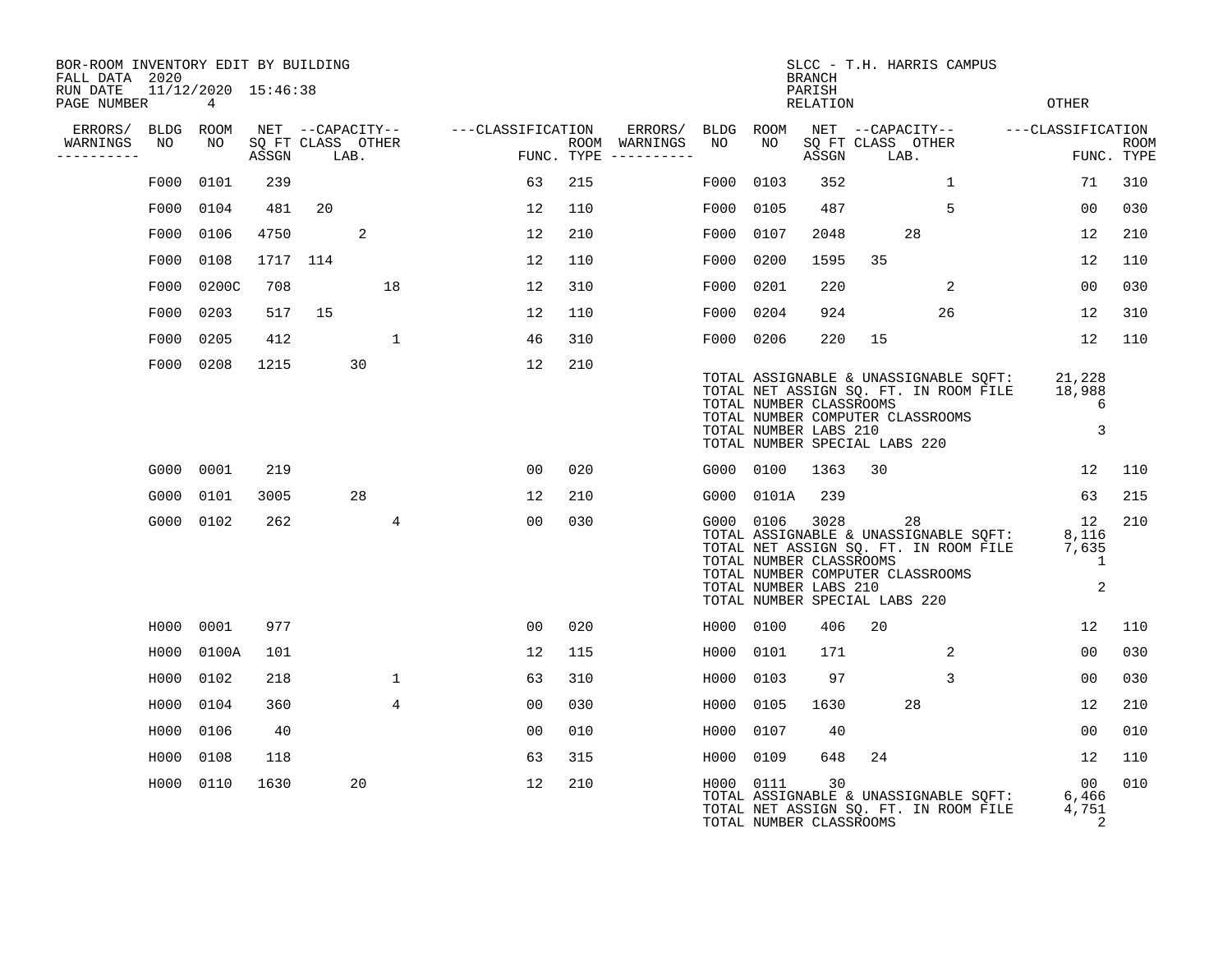BOR-ROOM INVENTORY EDIT BY BUILDING
FALL DATA 2020
RUN DATE 11/12/2020 15:46:38
PAGE NUMBER 4

SLCC - T.H. HARRIS CAMPUS
BRANCH
PARISH
RELATION
OTHER

| ERRORS/ WARNINGS | BLDG NO | ROOM NO | NET SQ FT ASSGN | CAPACITY CLASS | CAPACITY LAB. | CAPACITY OTHER | CLASSIFICATION FUNC. | ROOM TYPE | ERRORS/ WARNINGS | BLDG NO | ROOM NO | NET SQ FT ASSGN | CAPACITY CLASS | CAPACITY LAB. | CAPACITY OTHER | CLASSIFICATION FUNC. | ROOM TYPE |
|---|---|---|---|---|---|---|---|---|---|---|---|---|---|---|---|---|---|
| | F000 | 0101 | 239 | | | | 63 | 215 | | F000 | 0103 | 352 | | | 1 | 71 | 310 |
| | F000 | 0104 | 481 | 20 | | | 12 | 110 | | F000 | 0105 | 487 | | | 5 | 00 | 030 |
| | F000 | 0106 | 4750 | | 2 | | 12 | 210 | | F000 | 0107 | 2048 | | 28 | | 12 | 210 |
| | F000 | 0108 | 1717 | 114 | | | 12 | 110 | | F000 | 0200 | 1595 | 35 | | | 12 | 110 |
| | F000 | 0200C | 708 | | | 18 | 12 | 310 | | F000 | 0201 | 220 | | | 2 | 00 | 030 |
| | F000 | 0203 | 517 | 15 | | | 12 | 110 | | F000 | 0204 | 924 | | | 26 | 12 | 310 |
| | F000 | 0205 | 412 | | | 1 | 46 | 310 | | F000 | 0206 | 220 | 15 | | | 12 | 110 |
| | F000 | 0208 | 1215 | | 30 | | 12 | 210 | | | | | | | | | |

TOTAL ASSIGNABLE & UNASSIGNABLE SQFT: 21,228
TOTAL NET ASSIGN SQ. FT. IN ROOM FILE 18,988
TOTAL NUMBER CLASSROOMS 6
TOTAL NUMBER COMPUTER CLASSROOMS
TOTAL NUMBER LABS 210 3
TOTAL NUMBER SPECIAL LABS 220

| ERRORS/ WARNINGS | BLDG NO | ROOM NO | NET SQ FT ASSGN | CAPACITY CLASS | CAPACITY LAB. | CAPACITY OTHER | CLASSIFICATION FUNC. | ROOM TYPE | ERRORS/ WARNINGS | BLDG NO | ROOM NO | NET SQ FT ASSGN | CAPACITY CLASS | CAPACITY LAB. | CAPACITY OTHER | CLASSIFICATION FUNC. | ROOM TYPE |
|---|---|---|---|---|---|---|---|---|---|---|---|---|---|---|---|---|---|
| | G000 | 0001 | 219 | | | | 00 | 020 | | G000 | 0100 | 1363 | 30 | | | 12 | 110 |
| | G000 | 0101 | 3005 | | 28 | | 12 | 210 | | G000 | 0101A | 239 | | | | 63 | 215 |
| | G000 | 0102 | 262 | | | 4 | 00 | 030 | | G000 | 0106 | 3028 | | 28 | | 12 | 210 |

TOTAL ASSIGNABLE & UNASSIGNABLE SQFT: 8,116
TOTAL NET ASSIGN SQ. FT. IN ROOM FILE 7,635
TOTAL NUMBER CLASSROOMS 1
TOTAL NUMBER COMPUTER CLASSROOMS
TOTAL NUMBER LABS 210 2
TOTAL NUMBER SPECIAL LABS 220

| ERRORS/ WARNINGS | BLDG NO | ROOM NO | NET SQ FT ASSGN | CAPACITY CLASS | CAPACITY LAB. | CAPACITY OTHER | CLASSIFICATION FUNC. | ROOM TYPE | ERRORS/ WARNINGS | BLDG NO | ROOM NO | NET SQ FT ASSGN | CAPACITY CLASS | CAPACITY LAB. | CAPACITY OTHER | CLASSIFICATION FUNC. | ROOM TYPE |
|---|---|---|---|---|---|---|---|---|---|---|---|---|---|---|---|---|---|
| | H000 | 0001 | 977 | | | | 00 | 020 | | H000 | 0100 | 406 | 20 | | | 12 | 110 |
| | H000 | 0100A | 101 | | | | 12 | 115 | | H000 | 0101 | 171 | | | 2 | 00 | 030 |
| | H000 | 0102 | 218 | | | 1 | 63 | 310 | | H000 | 0103 | 97 | | | 3 | 00 | 030 |
| | H000 | 0104 | 360 | | | 4 | 00 | 030 | | H000 | 0105 | 1630 | | 28 | | 12 | 210 |
| | H000 | 0106 | 40 | | | | 00 | 010 | | H000 | 0107 | 40 | | | | 00 | 010 |
| | H000 | 0108 | 118 | | | | 63 | 315 | | H000 | 0109 | 648 | 24 | | | 12 | 110 |
| | H000 | 0110 | 1630 | | 20 | | 12 | 210 | | H000 | 0111 | 30 | | | | 00 | 010 |

TOTAL ASSIGNABLE & UNASSIGNABLE SQFT: 6,466
TOTAL NET ASSIGN SQ. FT. IN ROOM FILE 4,751
TOTAL NUMBER CLASSROOMS 2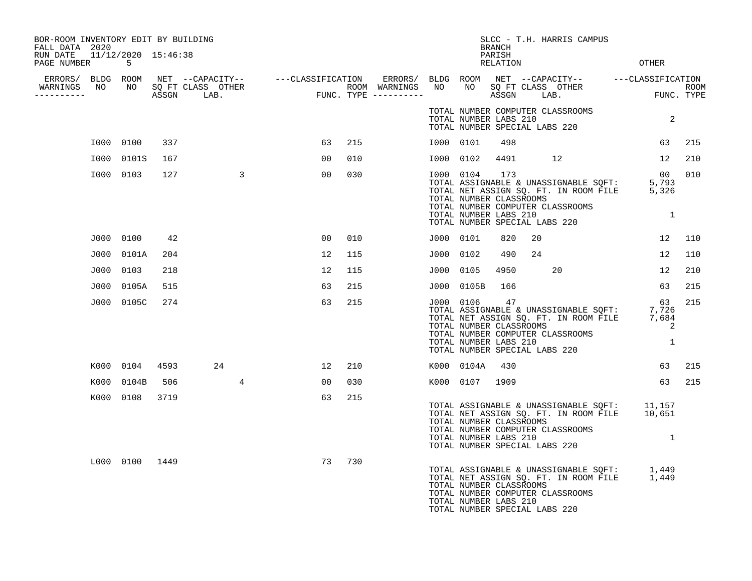BOR-ROOM INVENTORY EDIT BY BUILDING
FALL DATA 2020
RUN DATE 11/12/2020 15:46:38
PAGE NUMBER 5

SLCC - T.H. HARRIS CAMPUS
BRANCH
PARISH
RELATION
OTHER

| ERRORS/ WARNINGS | BLDG NO | ROOM NO | NET SQ FT ASSGN | CAPACITY CLASS | CAPACITY LAB. | CAPACITY OTHER | CLASSIFICATION FUNC. | ROOM TYPE | ERRORS/ WARNINGS | BLDG NO | ROOM NO | NET SQ FT ASSGN | CAPACITY CLASS | CAPACITY LAB. | CAPACITY OTHER | CLASSIFICATION FUNC. | ROOM TYPE |
|---|---|---|---|---|---|---|---|---|---|---|---|---|---|---|---|---|---|
| | | | | | | | | | | TOTAL NUMBER COMPUTER CLASSROOMS | | | | | | | |
| | | | | | | | | | | TOTAL NUMBER LABS 210 | | | | | | 2 | |
| | | | | | | | | | | TOTAL NUMBER SPECIAL LABS 220 | | | | | | | |
| | I000 | 0100 | 337 | | | | 63 | 215 | | I000 | 0101 | 498 | | | | 63 | 215 |
| | I000 | 0101S | 167 | | | | 00 | 010 | | I000 | 0102 | 4491 | | 12 | | 12 | 210 |
| | I000 | 0103 | 127 | | | 3 | 00 | 030 | | I000 | 0104 | 173 | | | | 00 | 010 |
| | | | | | | | | | | TOTAL ASSIGNABLE & UNASSIGNABLE SQFT: | | | | | | 5,793 | |
| | | | | | | | | | | TOTAL NET ASSIGN SQ. FT. IN ROOM FILE | | | | | | 5,326 | |
| | | | | | | | | | | TOTAL NUMBER CLASSROOMS | | | | | | | |
| | | | | | | | | | | TOTAL NUMBER COMPUTER CLASSROOMS | | | | | | | |
| | | | | | | | | | | TOTAL NUMBER LABS 210 | | | | | | 1 | |
| | | | | | | | | | | TOTAL NUMBER SPECIAL LABS 220 | | | | | | | |
| | J000 | 0100 | 42 | | | | 00 | 010 | | J000 | 0101 | 820 | 20 | | | 12 | 110 |
| | J000 | 0101A | 204 | | | | 12 | 115 | | J000 | 0102 | 490 | 24 | | | 12 | 110 |
| | J000 | 0103 | 218 | | | | 12 | 115 | | J000 | 0105 | 4950 | | 20 | | 12 | 210 |
| | J000 | 0105A | 515 | | | | 63 | 215 | | J000 | 0105B | 166 | | | | 63 | 215 |
| | J000 | 0105C | 274 | | | | 63 | 215 | | J000 | 0106 | 47 | | | | 63 | 215 |
| | | | | | | | | | | TOTAL ASSIGNABLE & UNASSIGNABLE SQFT: | | | | | | 7,726 | |
| | | | | | | | | | | TOTAL NET ASSIGN SQ. FT. IN ROOM FILE | | | | | | 7,684 | |
| | | | | | | | | | | TOTAL NUMBER CLASSROOMS | | | | | | 2 | |
| | | | | | | | | | | TOTAL NUMBER COMPUTER CLASSROOMS | | | | | | | |
| | | | | | | | | | | TOTAL NUMBER LABS 210 | | | | | | 1 | |
| | | | | | | | | | | TOTAL NUMBER SPECIAL LABS 220 | | | | | | | |
| | K000 | 0104 | 4593 | | 24 | | 12 | 210 | | K000 | 0104A | 430 | | | | 63 | 215 |
| | K000 | 0104B | 506 | | | 4 | 00 | 030 | | K000 | 0107 | 1909 | | | | 63 | 215 |
| | K000 | 0108 | 3719 | | | | 63 | 215 | | | | | | | | | |
| | | | | | | | | | | TOTAL ASSIGNABLE & UNASSIGNABLE SQFT: | | | | | | 11,157 | |
| | | | | | | | | | | TOTAL NET ASSIGN SQ. FT. IN ROOM FILE | | | | | | 10,651 | |
| | | | | | | | | | | TOTAL NUMBER CLASSROOMS | | | | | | | |
| | | | | | | | | | | TOTAL NUMBER COMPUTER CLASSROOMS | | | | | | | |
| | | | | | | | | | | TOTAL NUMBER LABS 210 | | | | | | 1 | |
| | | | | | | | | | | TOTAL NUMBER SPECIAL LABS 220 | | | | | | | |
| | L000 | 0100 | 1449 | | | | 73 | 730 | | | | | | | | | |
| | | | | | | | | | | TOTAL ASSIGNABLE & UNASSIGNABLE SQFT: | | | | | | 1,449 | |
| | | | | | | | | | | TOTAL NET ASSIGN SQ. FT. IN ROOM FILE | | | | | | 1,449 | |
| | | | | | | | | | | TOTAL NUMBER CLASSROOMS | | | | | | | |
| | | | | | | | | | | TOTAL NUMBER COMPUTER CLASSROOMS | | | | | | | |
| | | | | | | | | | | TOTAL NUMBER LABS 210 | | | | | | | |
| | | | | | | | | | | TOTAL NUMBER SPECIAL LABS 220 | | | | | | | |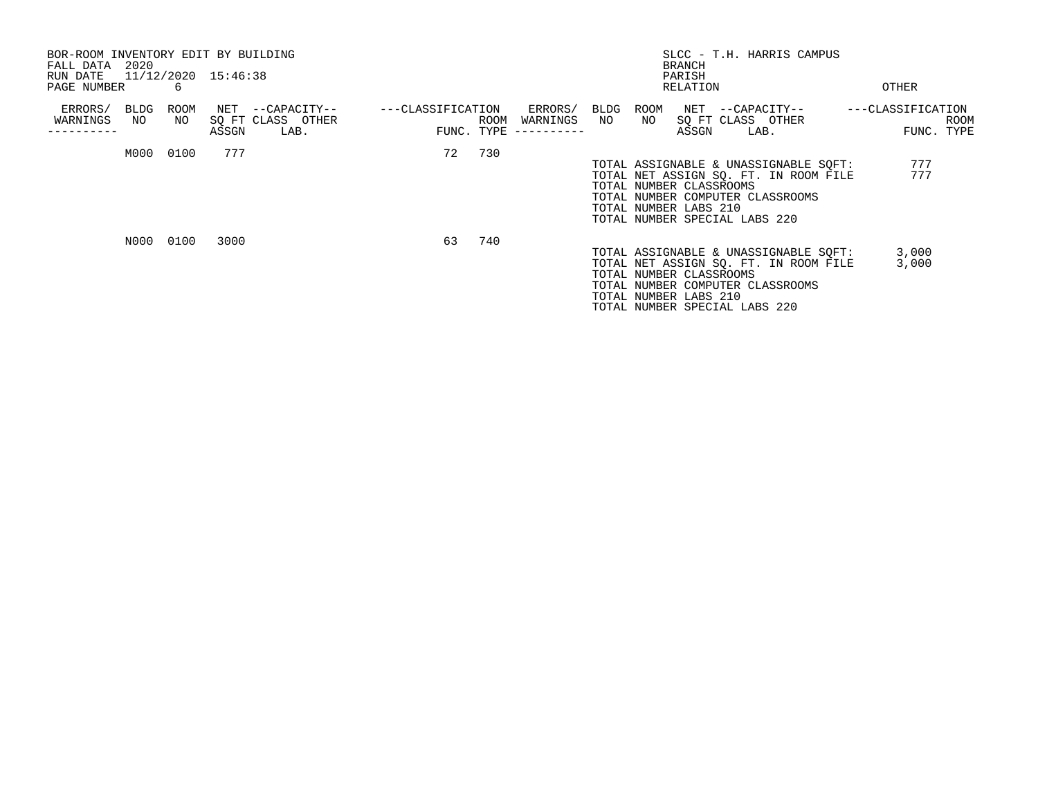BOR-ROOM INVENTORY EDIT BY BUILDING
FALL DATA 2020
RUN DATE 11/12/2020 15:46:38

SLCC - T.H. HARRIS CAMPUS
BRANCH
PARISH
RELATION
OTHER

| ERRORS/ WARNINGS | BLDG NO | ROOM NO | NET SQ FT ASSGN | --CAPACITY-- CLASS | LAB. | OTHER | ---CLASSIFICATION FUNC. | ROOM TYPE |
|---|---|---|---|---|---|---|---|---|
| | M000 | 0100 | 777 | | | | 72 | 730 |
| | N000 | 0100 | 3000 | | | | 63 | 740 |

**M000:**

TOTAL ASSIGNABLE & UNASSIGNABLE SQFT: 777
TOTAL NET ASSIGN SQ. FT. IN ROOM FILE 777
TOTAL NUMBER CLASSROOMS
TOTAL NUMBER COMPUTER CLASSROOMS
TOTAL NUMBER LABS 210
TOTAL NUMBER SPECIAL LABS 220

**N000:**

TOTAL ASSIGNABLE & UNASSIGNABLE SQFT: 3,000
TOTAL NET ASSIGN SQ. FT. IN ROOM FILE 3,000
TOTAL NUMBER CLASSROOMS
TOTAL NUMBER COMPUTER CLASSROOMS
TOTAL NUMBER LABS 210
TOTAL NUMBER SPECIAL LABS 220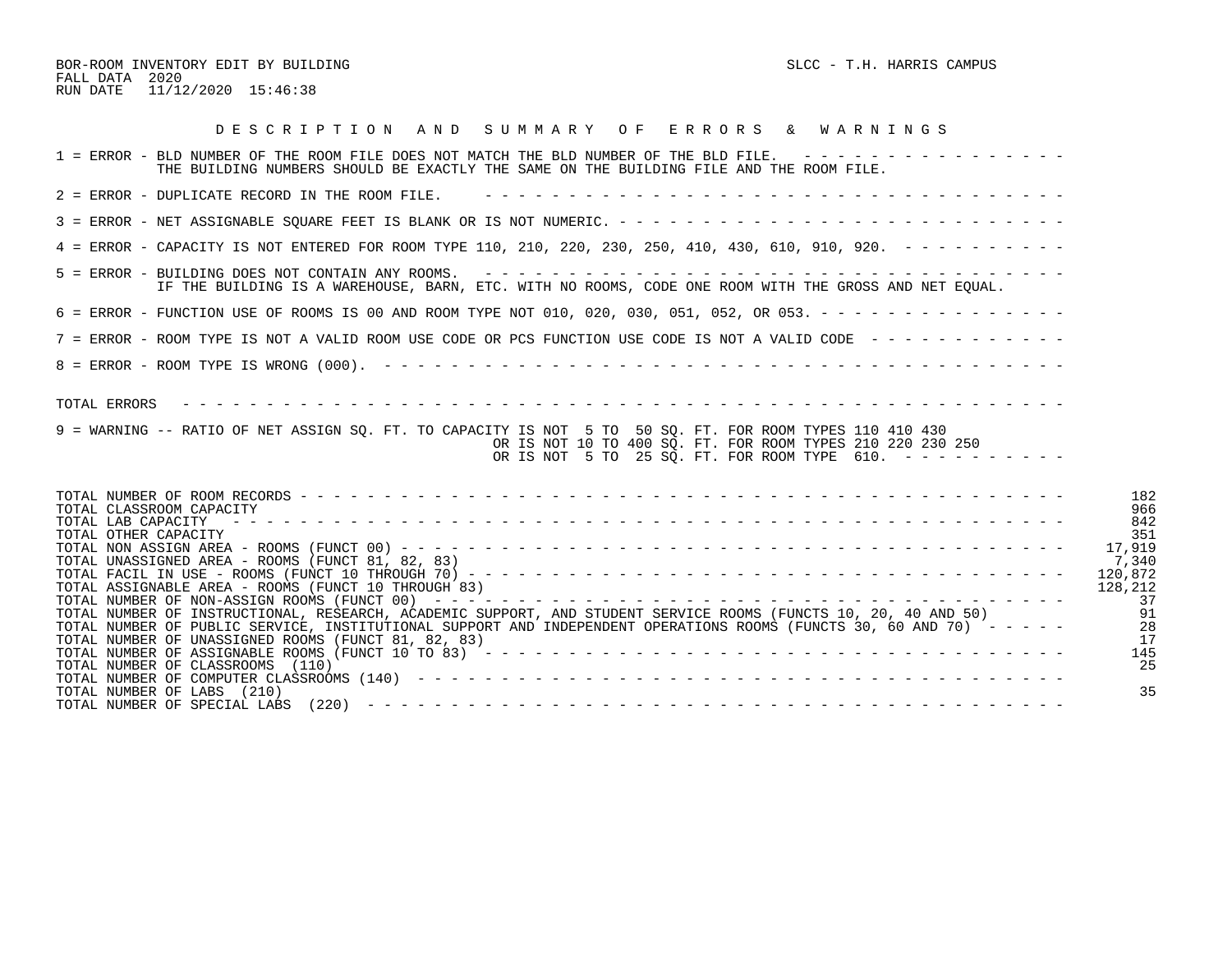BOR-ROOM INVENTORY EDIT BY BUILDING
FALL DATA 2020
RUN DATE 11/12/2020 15:46:38

SLCC - T.H. HARRIS CAMPUS

## D E S C R I P T I O N  A N D  S U M M A R Y  O F  E R R O R S  &  W A R N I N G S

1 = ERROR - BLD NUMBER OF THE ROOM FILE DOES NOT MATCH THE BLD NUMBER OF THE BLD FILE.
THE BUILDING NUMBERS SHOULD BE EXACTLY THE SAME ON THE BUILDING FILE AND THE ROOM FILE.

2 = ERROR - DUPLICATE RECORD IN THE ROOM FILE.

3 = ERROR - NET ASSIGNABLE SQUARE FEET IS BLANK OR IS NOT NUMERIC.

4 = ERROR - CAPACITY IS NOT ENTERED FOR ROOM TYPE 110, 210, 220, 230, 250, 410, 430, 610, 910, 920.

5 = ERROR - BUILDING DOES NOT CONTAIN ANY ROOMS.
IF THE BUILDING IS A WAREHOUSE, BARN, ETC. WITH NO ROOMS, CODE ONE ROOM WITH THE GROSS AND NET EQUAL.

6 = ERROR - FUNCTION USE OF ROOMS IS 00 AND ROOM TYPE NOT 010, 020, 030, 051, 052, OR 053.

7 = ERROR - ROOM TYPE IS NOT A VALID ROOM USE CODE OR PCS FUNCTION USE CODE IS NOT A VALID CODE

8 = ERROR - ROOM TYPE IS WRONG (000).

TOTAL ERRORS

9 = WARNING -- RATIO OF NET ASSIGN SQ. FT. TO CAPACITY IS NOT 5 TO 50 SQ. FT. FOR ROOM TYPES 110 410 430
OR IS NOT 10 TO 400 SQ. FT. FOR ROOM TYPES 210 220 230 250
OR IS NOT 5 TO 25 SQ. FT. FOR ROOM TYPE 610.

| | |
|---|---|
| TOTAL NUMBER OF ROOM RECORDS | 182 |
| TOTAL CLASSROOM CAPACITY | 966 |
| TOTAL LAB CAPACITY | 842 |
| TOTAL OTHER CAPACITY | 351 |
| TOTAL NON ASSIGN AREA - ROOMS (FUNCT 00) | 17,919 |
| TOTAL UNASSIGNED AREA - ROOMS (FUNCT 81, 82, 83) | 7,340 |
| TOTAL FACIL IN USE - ROOMS (FUNCT 10 THROUGH 70) | 120,872 |
| TOTAL ASSIGNABLE AREA - ROOMS (FUNCT 10 THROUGH 83) | 128,212 |
| TOTAL NUMBER OF NON-ASSIGN ROOMS (FUNCT 00) | 37 |
| TOTAL NUMBER OF INSTRUCTIONAL, RESEARCH, ACADEMIC SUPPORT, AND STUDENT SERVICE ROOMS (FUNCTS 10, 20, 40 AND 50) | 91 |
| TOTAL NUMBER OF PUBLIC SERVICE, INSTITUTIONAL SUPPORT AND INDEPENDENT OPERATIONS ROOMS (FUNCTS 30, 60 AND 70) | 28 |
| TOTAL NUMBER OF UNASSIGNED ROOMS (FUNCT 81, 82, 83) | 17 |
| TOTAL NUMBER OF ASSIGNABLE ROOMS (FUNCT 10 TO 83) | 145 |
| TOTAL NUMBER OF CLASSROOMS (110) | 25 |
| TOTAL NUMBER OF COMPUTER CLASSROOMS (140) | |
| TOTAL NUMBER OF LABS (210) | 35 |
| TOTAL NUMBER OF SPECIAL LABS (220) | |